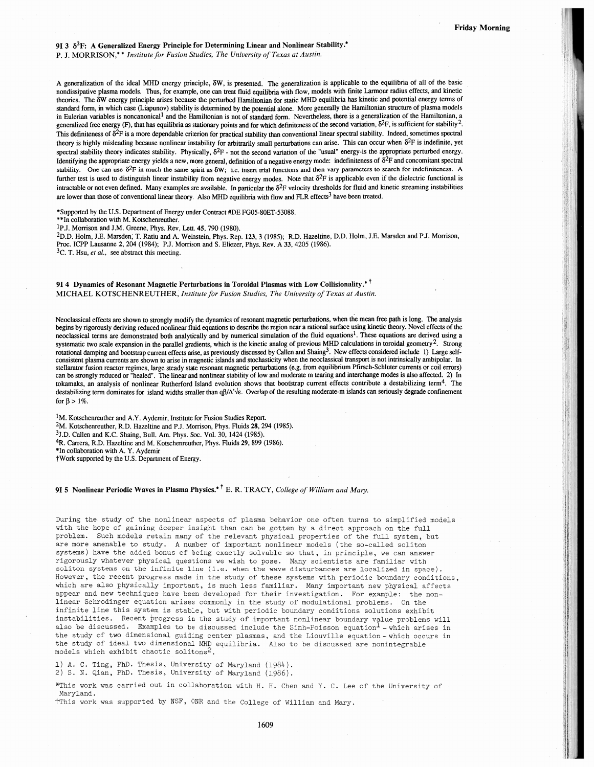### 9I 3 $\delta^2F$: A Generalized Energy Principle for Determining Linear and Nonlinear Stability.*

P. J. MORRISON,** *Institute for Fusion Studies, The University of Texas at Austin.*

A generalization of the ideal MHD energy principle, $\delta W$, is presented. The generalization is applicable to the equilibria of all of the basic nondissipative plasma models. Thus, for example, one can treat fluid equilibria with flow, models with finite Larmour radius effects, and kinetic theories. The $\delta W$ energy principle arises because the perturbed Hamiltonian for static MHD equilibria has kinetic and potential energy terms of standard form, in which case (Liapunov) stability is determined by the potential alone. More generally the Hamiltonian structure of plasma models in Eulerian variables is noncanonical[1] and the Hamiltonian is not of standard form. Nevertheless, there is a generalization of the Hamiltonian, a generalized free energy (F), that has equilibria as stationary points and for which definiteness of the second variation, $\delta^2F$, is sufficient for stability[2]. This definiteness of $\delta^2F$ is a more dependable criterion for practical stability than conventional linear spectral stability. Indeed, sometimes spectral theory is highly misleading because nonlinear instability for arbitrarily small perturbations can arise. This can occur when $\delta^2F$ is indefinite, yet spectral stability theory indicates stability. Physically, $\delta^2F$ - not the second variation of the "usual" energy-is the appropriate perturbed energy. Identifying the appropriate energy yields a new, more general, definition of a negative energy mode: indefiniteness of $\delta^2F$ and concomitant spectral stability. One can use $\delta^2F$ in much the same spirit as $\delta W$; i.e. insert trial functions and then vary parameters to search for indefiniteness. A further test is used to distinguish linear instability from negative energy modes. Note that $\delta^2F$ is applicable even if the dielectric functional is intractable or not even defined. Many examples are available. In particular the $\delta^2F$ velocity thresholds for fluid and kinetic streaming instabilities are lower than those of conventional linear theory. Also MHD equilibria with flow and FLR effects[3] have been treated.

*Supported by the U.S. Department of Energy under Contract #DE FG05-80ET-53088.

**In collaboration with M. Kotschenreuther.

[1] P.J. Morrison and J.M. Greene, Phys. Rev. Lett. **45**, 790 (1980).

[2] D.D. Holm, J.E. Marsden, T. Ratiu and A. Weinstein, Phys. Rep. **123**, 3 (1985); R.D. Hazeltine, D.D. Holm, J.E. Marsden and P.J. Morrison, Proc. ICPP Lausanne **2**, 204 (1984); P.J. Morrison and S. Eliezer, Phys. Rev. A **33**, 4205 (1986).

[3] C. T. Hsu, *et al.*, see abstract this meeting.

### 9I 4 Dynamics of Resonant Magnetic Perturbations in Toroidal Plasmas with Low Collisionality.* †

MICHAEL KOTSCHENREUTHER, *Institute for Fusion Studies, The University of Texas at Austin.*

Neoclassical effects are shown to strongly modify the dynamics of resonant magnetic perturbations, when the mean free path is long. The analysis begins by rigorously deriving reduced nonlinear fluid equations to describe the region near a rational surface using kinetic theory. Novel effects of the neoclassical terms are demonstrated both analytically and by numerical simulation of the fluid equations[1]. These equations are derived using a systematic two scale expansion in the parallel gradients, which is the kinetic analog of previous MHD calculations in toroidal geometry[2]. Strong rotational damping and bootstrap current effects arise, as previously discussed by Callen and Shaing[3]. New effects considered include 1) Large self-consistent plasma currents are shown to arise in magnetic islands and stochasticity when the neoclassical transport is not intrinsically ambipolar. In stellarator fusion reactor regimes, large steady state resonant magnetic perturbations (e.g. from equilibrium Pfirsch-Schluter currents or coil errors) can be strongly reduced or "healed". The linear and nonlinear stability of low and moderate m tearing and interchange modes is also affected. 2) In tokamaks, an analysis of nonlinear Rutherford Island evolution shows that bootstrap current effects contribute a destabilizing term[4]. The destabilizing term dominates for island widths smaller than $q\beta/\Delta'\sqrt{\epsilon}$. Overlap of the resulting moderate-m islands can seriously degrade confinement for $\beta > 1\%$.

[1] M. Kotschenreuther and A.Y. Aydemir, Institute for Fusion Studies Report.

[2] M. Kotschenreuther, R.D. Hazeltine and P.J. Morrison, Phys. Fluids **28**, 294 (1985).

[3] J.D. Callen and K.C. Shaing, Bull. Am. Phys. Soc. Vol. 30, 1424 (1985).

[4] R. Carrera, R.D. Hazeltine and M. Kotschenreuther, Phys. Fluids **29**, 899 (1986).

*In collaboration with A. Y. Aydemir

†Work supported by the U.S. Department of Energy.

### 9I 5 Nonlinear Periodic Waves in Plasma Physics.* † E. R. TRACY, *College of William and Mary.*

During the study of the nonlinear aspects of plasma behavior one often turns to simplified models with the hope of gaining deeper insight than can be gotten by a direct approach on the full problem. Such models retain many of the relevant physical properties of the full system, but are more amenable to study. A number of important nonlinear models (the so-called soliton systems) have the added bonus of being exactly solvable so that, in principle, we can answer rigorously whatever physical questions we wish to pose. Many scientists are familiar with soliton systems on the infinite line (i.e. when the wave disturbances are localized in space). However, the recent progress made in the study of these systems with periodic boundary conditions, which are also physically important, is much less familiar. Many important new physical affects appear and new techniques have been developed for their investigation. For example: the nonlinear Schrodinger equation arises commonly in the study of modulational problems. On the infinite line this system is stable, but with periodic boundary conditions solutions exhibit instabilities. Recent progress in the study of important nonlinear boundary value problems will also be discussed. Examples to be discussed include the Sinh-Poisson equation[1] - which arises in the study of two dimensional guiding center plasmas, and the Liouville equation - which occurs in the study of ideal two dimensional MHD equilibria. Also to be discussed are nonintegrable models which exhibit chaotic solitons[2].

1) A. C. Ting, PhD. Thesis, University of Maryland (1984).
2) S. N. Qian, PhD. Thesis, University of Maryland (1986).

*This work was carried out in collaboration with H. H. Chen and Y. C. Lee of the University of Maryland.

†This work was supported by NSF, ONR and the College of William and Mary.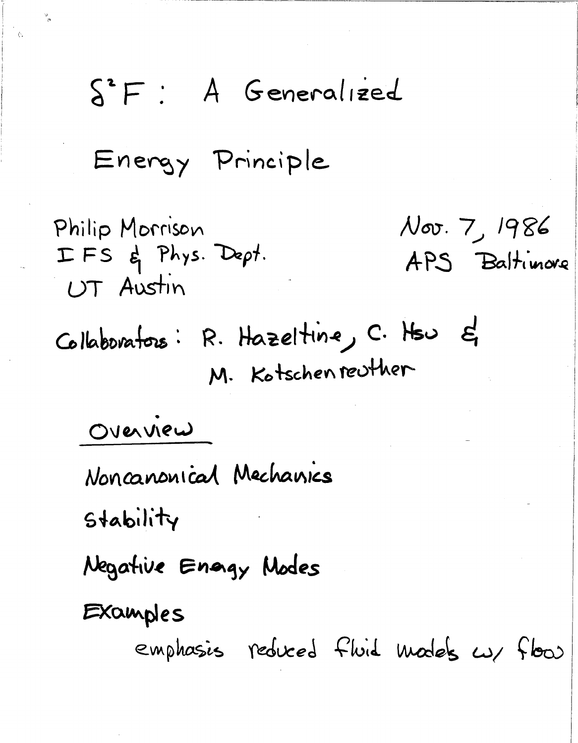# $\delta^2 F$: A Generalized Energy Principle

Philip Morrison
IFS & Phys. Dept.
UT Austin

Nov. 7, 1986
APS Baltimore

Collaborators: R. Hazeltine, C. Hsu & M. Kotschenreuther

## Overview

Noncanonical Mechanics

Stability

Negative Energy Modes

Examples

emphasis reduced fluid models w/ flow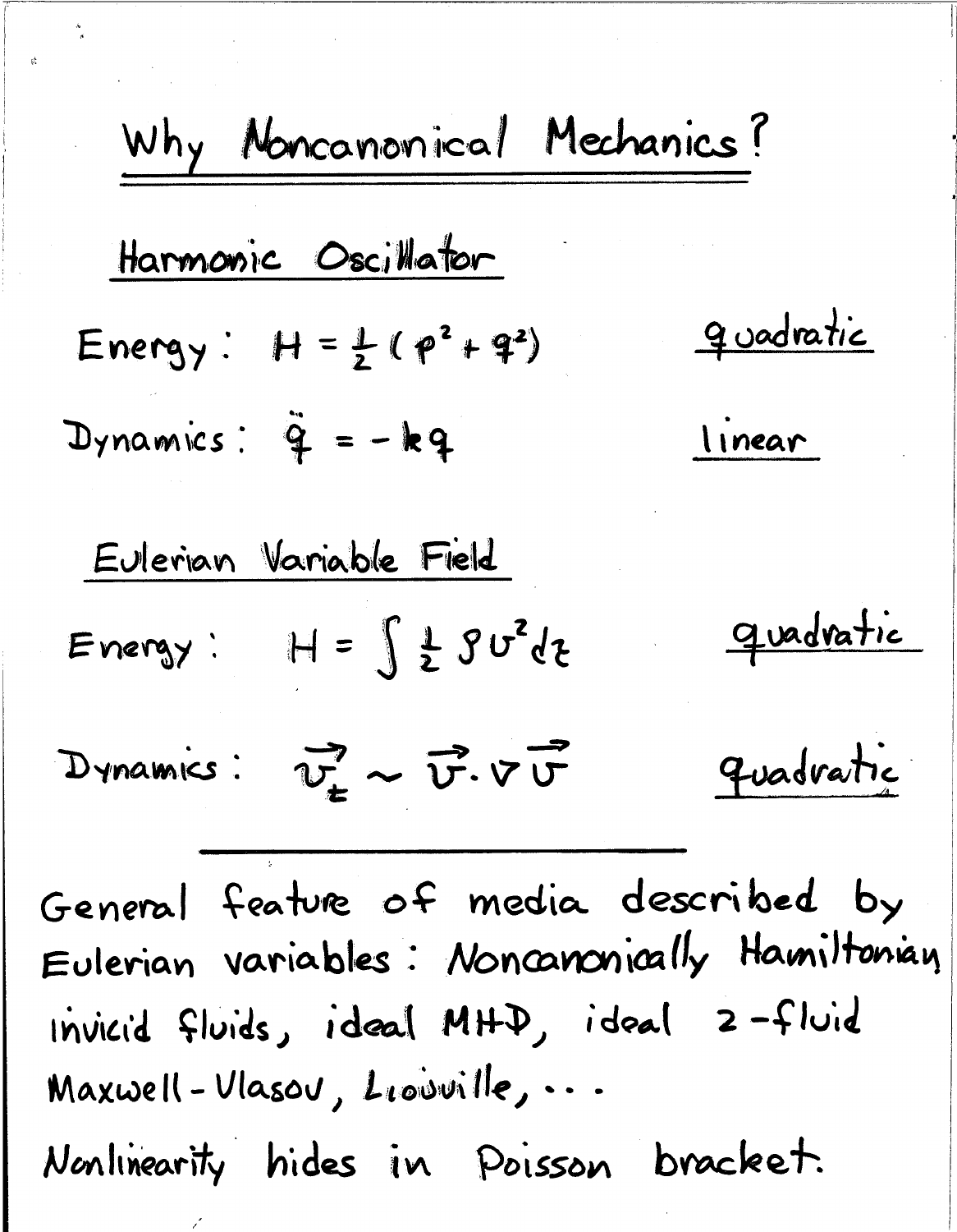# Why Noncanonical Mechanics?

## Harmonic Oscillator

Energy: $H = \frac{1}{2}(p^2 + q^2)$ — quadratic

Dynamics: $\ddot{q} = -kq$ — linear

## Eulerian Variable Field

Energy: $H = \int \frac{1}{2} \rho v^2 d\tau$ — quadratic

Dynamics: $\vec{v}_t \sim \vec{v} \cdot \nabla \vec{v}$ — quadratic

---

General feature of media described by Eulerian variables: *Noncanonically Hamiltonian*
invicid fluids, ideal MHD, ideal 2-fluid Maxwell-Vlasov, Liouville, . . .

Nonlinearity hides in Poisson bracket.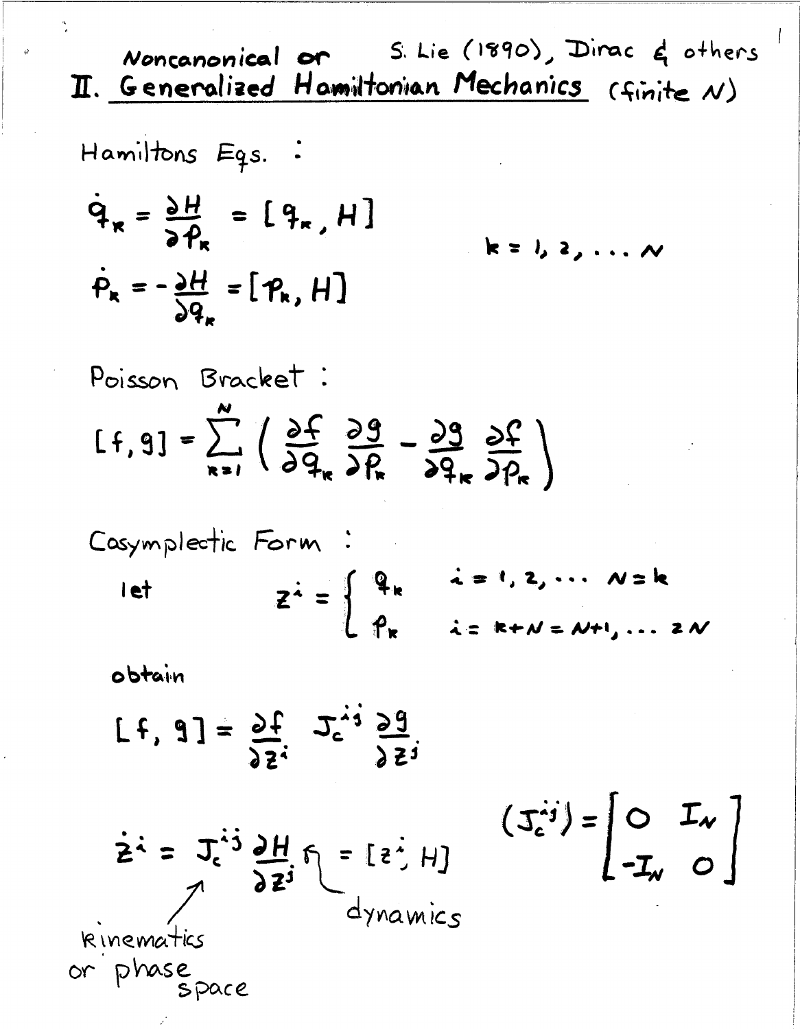Noncanonical or S. Lie (1890), Dirac & others

# II. Generalized Hamiltonian Mechanics (finite $N$)

Hamiltons Eqs. :

$$\dot{q}_k = \frac{\partial H}{\partial p_k} = [q_k, H]$$

$$\dot{p}_k = -\frac{\partial H}{\partial q_k} = [p_k, H] \qquad k = 1, 2, \ldots N$$

Poisson Bracket :

$$[f, g] = \sum_{k=1}^{N} \left( \frac{\partial f}{\partial q_k} \frac{\partial g}{\partial p_k} - \frac{\partial g}{\partial q_k} \frac{\partial f}{\partial p_k} \right)$$

Cosymplectic Form :

let

$$z^i = \begin{cases} q_k & i = 1, 2, \ldots N = k \\ p_k & i = k + N = N+1, \ldots 2N \end{cases}$$

obtain

$$[f, g] = \frac{\partial f}{\partial z^i} J_c^{ij} \frac{\partial g}{\partial z^j}$$

$$\dot{z}^i = J_c^{ij} \frac{\partial H}{\partial z^j} = [z^i, H] \qquad (J_c^{ij}) = \begin{bmatrix} 0 & I_N \\ -I_N & 0 \end{bmatrix}$$

$J_c^{ij}$: kinematics or phase space

$\frac{\partial H}{\partial z^j}$: dynamics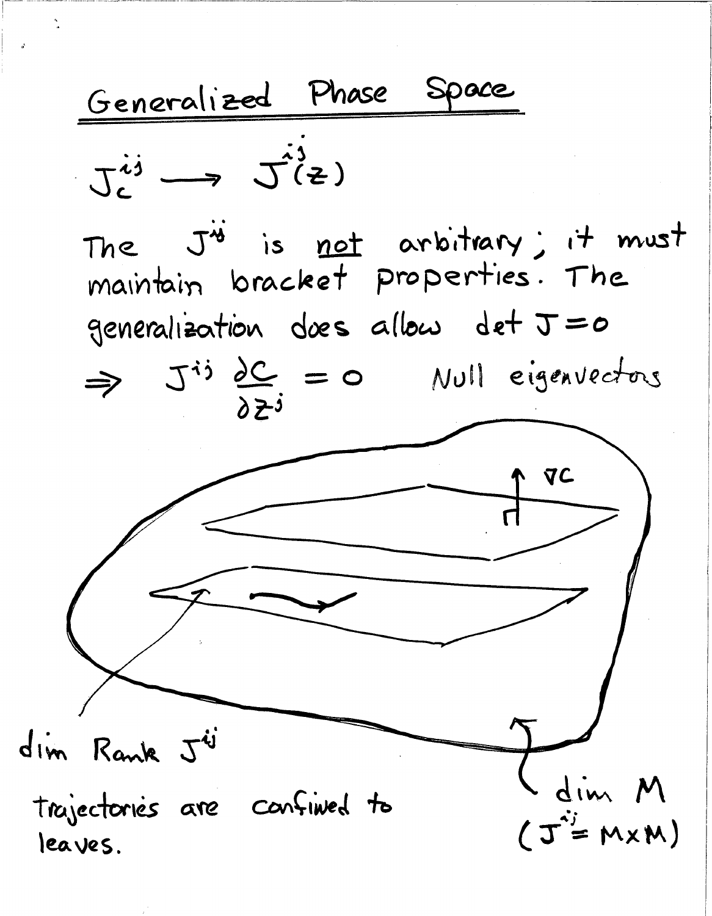# Generalized Phase Space

$$J_c^{ij} \longrightarrow J^{ij}(z)$$

The $J^{ij}$ is *not* arbitrary; it must maintain bracket properties. The generalization does allow $\det J = 0$

$$\Rightarrow \quad J^{ij} \frac{\partial C}{\partial z^j} = 0 \qquad \text{Null eigenvectors}$$

$\nabla C$

dim Rank $J^{ij}$

trajectories are confined to leaves.

dim $M$
($J^{ij} = M \times M$)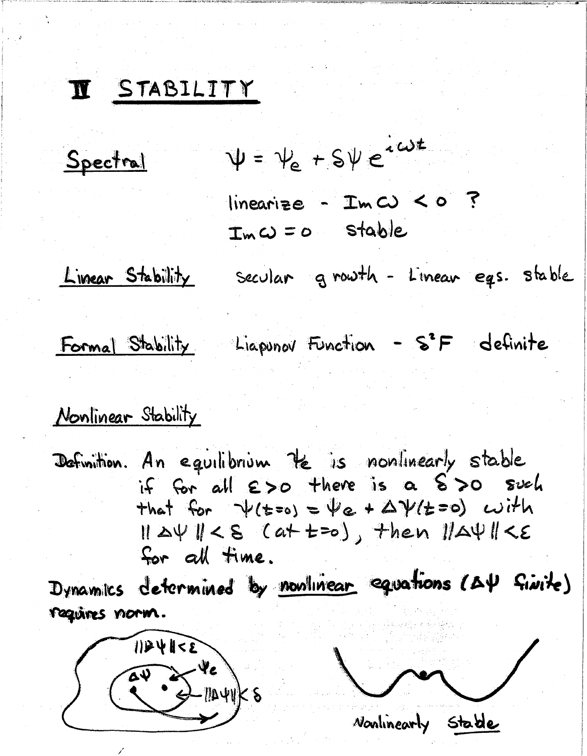# II STABILITY

Spectral $\quad \psi = \psi_e + \delta\psi \, e^{i\omega t}$

linearize - $\mathrm{Im}\,\omega < 0$ ?

$\mathrm{Im}\,\omega = 0$ stable

Linear Stability $\quad$ secular growth - Linear eqs. stable

Formal Stability $\quad$ Liapunov Function - $\delta^2 F$ definite

Nonlinear Stability

Definition. An equilibrium $\psi_e$ is nonlinearly stable if for all $\varepsilon > 0$ there is a $\delta > 0$ such that for $\psi(t=0) = \psi_e + \Delta\psi(t=0)$ with $\|\Delta\psi\| < \delta$ (at $t=0$), then $\|\Delta\psi\| < \varepsilon$ for all time.

Dynamics determined by nonlinear equations ($\Delta\psi$ finite) requires norm.

$\|\Delta\psi\| < \varepsilon$ $\quad$ $\Delta\psi$ $\quad$ $\psi_e$ $\quad$ $\|\Delta\psi\| < \delta$

Nonlinearly Stable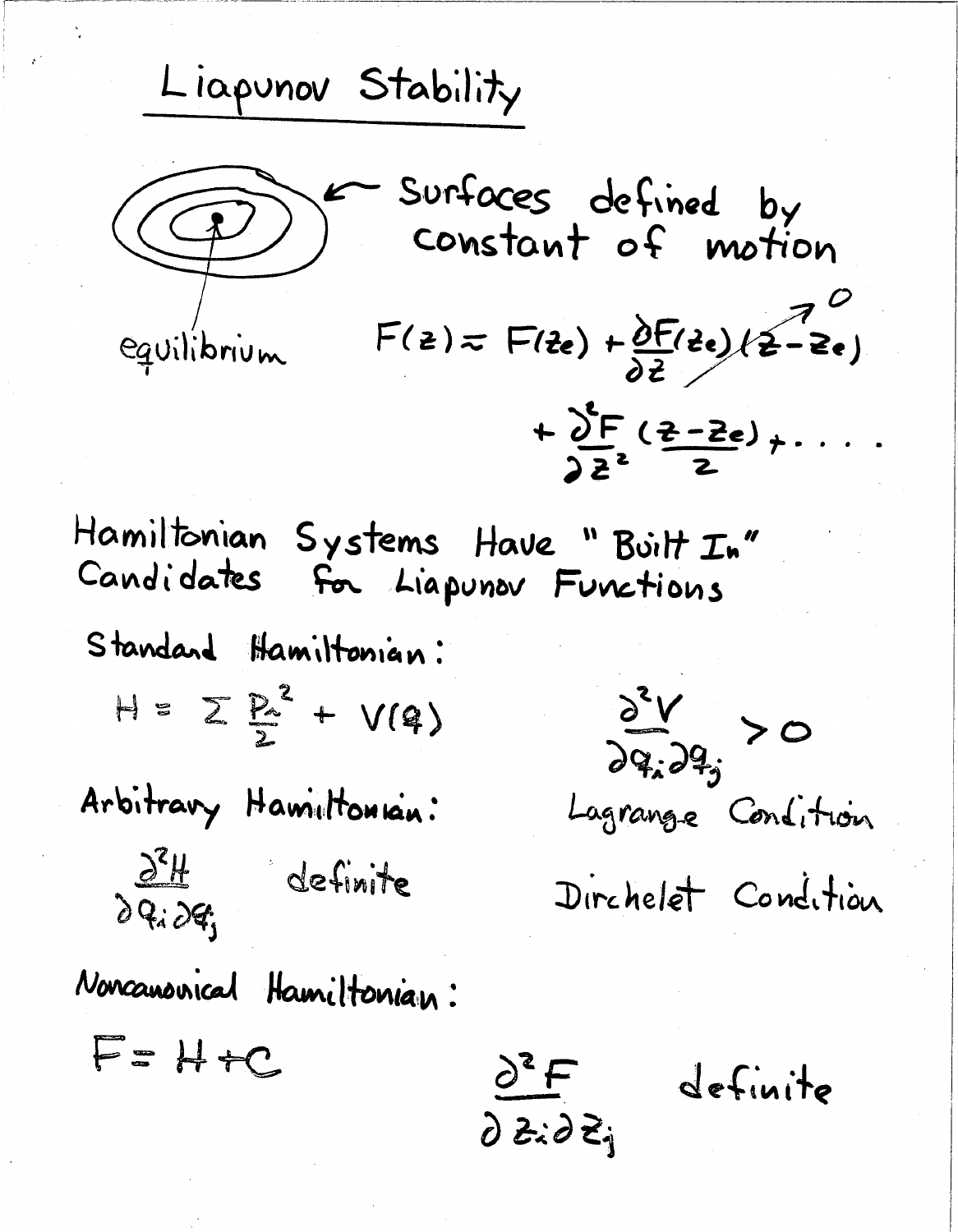# Liapunov Stability

equilibrium ← Surfaces defined by constant of motion

$$F(z) \approx F(z_e) + \frac{\partial F(z_e)}{\partial z}(z - z_e) + \frac{\partial^2 F}{\partial z^2}\frac{(z - z_e)}{2} + \ldots$$

(with $\frac{\partial F(z_e)}{\partial z}(z - z_e) \to 0$)

Hamiltonian Systems Have "Built In" Candidates for Liapunov Functions

Standard Hamiltonian:

$$H = \sum \frac{p_i^2}{2} + V(q) \qquad \frac{\partial^2 V}{\partial q_i \partial q_j} > 0$$

Lagrange Condition

Arbitrary Hamiltonian:

$\frac{\partial^2 H}{\partial q_i \partial q_j}$ definite

Dirchelet Condition

Noncanonical Hamiltonian:

$$F = H + C \qquad \frac{\partial^2 F}{\partial z_i \partial z_j} \text{ definite}$$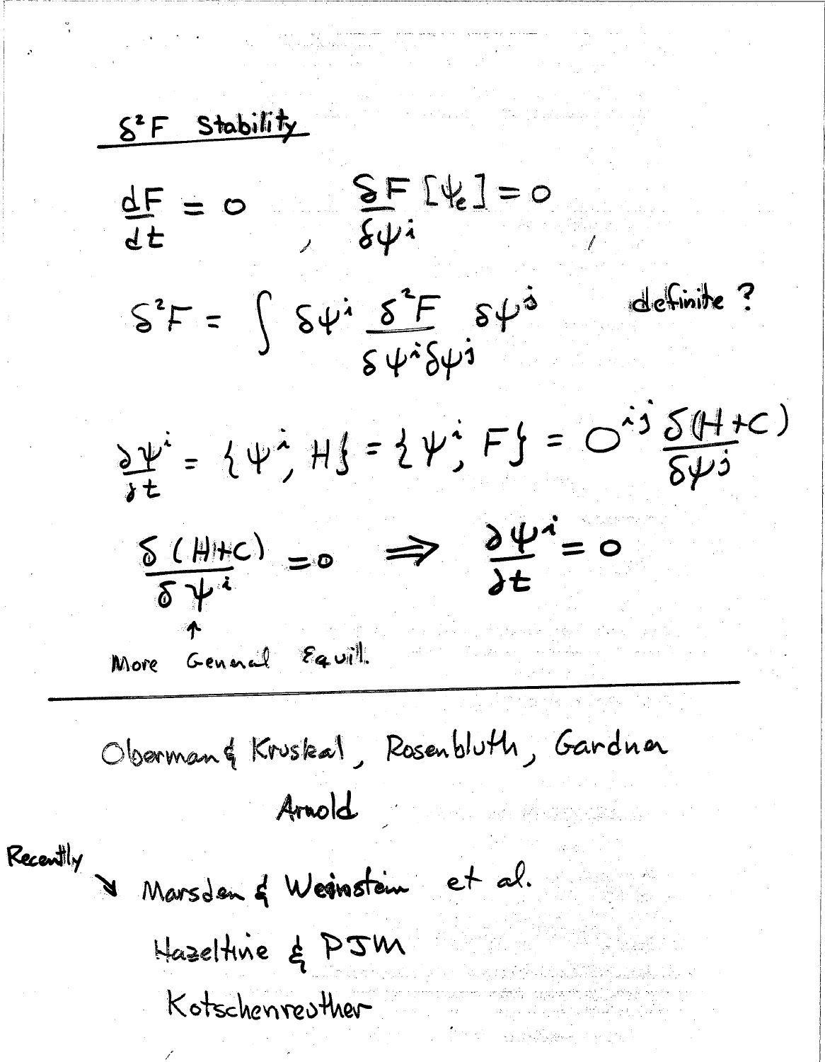## $\delta^2 F$ Stability

$$\frac{dF}{dt} = 0 \, , \qquad \frac{\delta F[\psi_e]}{\delta \psi^i} = 0 \, ,$$

$$\delta^2 F = \int \delta\psi^i \frac{\delta^2 F}{\delta \psi^i \delta \psi^j} \delta \psi^j \qquad \text{definite ?}$$

$$\frac{\partial \psi^i}{\partial t} = \{\psi^i, H\} = \{\psi^i, F\} = O^{ij} \frac{\delta(H+C)}{\delta \psi^j}$$

$$\frac{\delta(H+C)}{\delta \psi^i} = 0 \;\Rightarrow\; \frac{\partial \psi^i}{\partial t} = 0$$

↑ More General Equil.

---

Oberman & Kruskal, Rosenbluth, Gardner

Arnold

Recently ↘ Marsden & Weinstein et al.

Hazeltine & PJM

Kotschenreuther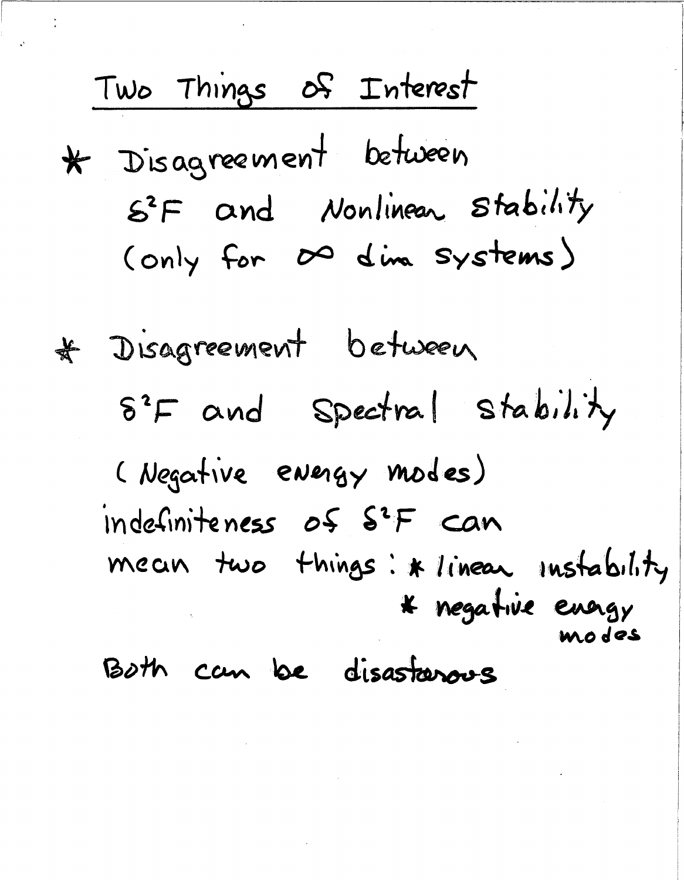## Two Things of Interest

* Disagreement between $\delta^2 F$ and Nonlinear Stability (only for $\infty$ dim systems)

* Disagreement between $\delta^2 F$ and Spectral stability (Negative energy modes)

indefiniteness of $\delta^2 F$ can mean two things:
* linear instability
* negative energy modes

Both can be disastarous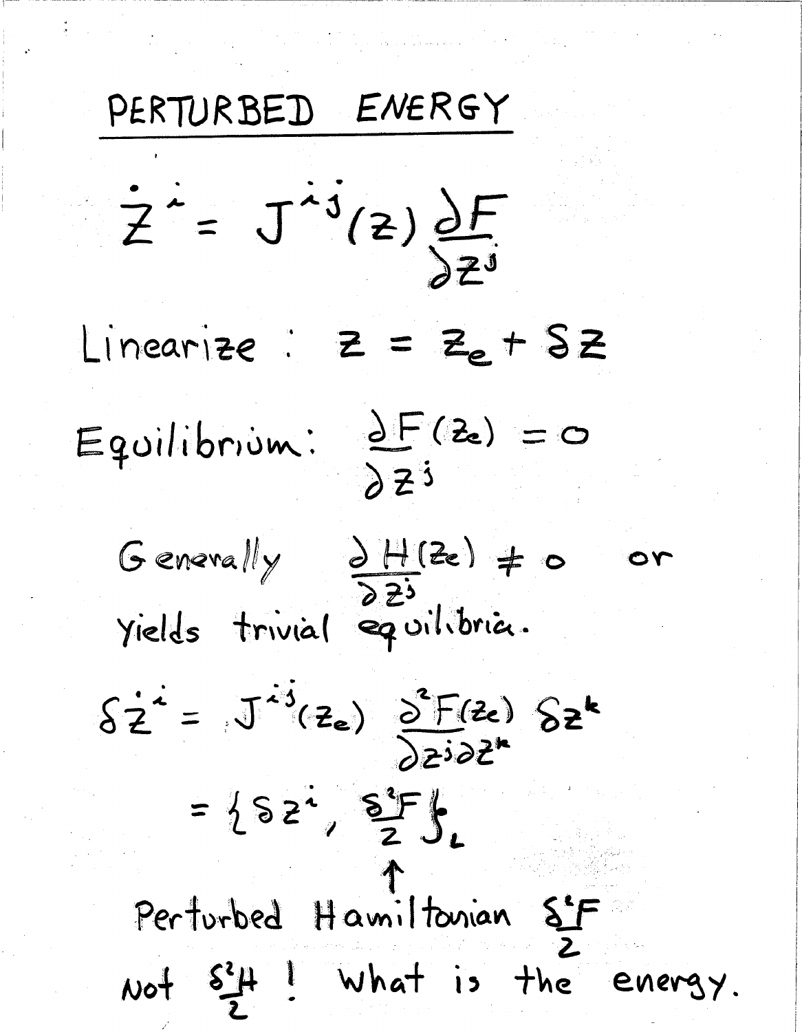# PERTURBED ENERGY

$$\dot{z}^i = J^{ij}(z) \frac{\partial F}{\partial z^j}$$

Linearize : $z = z_e + \delta z$

Equilibrium: $\dfrac{\partial F(z_e)}{\partial z^j} = 0$

Generally $\dfrac{\partial H(z_e)}{\partial z^j} \neq 0$ or yields trivial equilibria.

$$\delta \dot{z}^i = J^{ij}(z_e) \frac{\partial^2 F(z_e)}{\partial z^j \partial z^k} \delta z^k$$

$$= \left\{ \delta z^i , \frac{\delta^2 F}{2} \right\}_L$$

↑

Perturbed Hamiltonian $\dfrac{\delta^2 F}{2}$

Not $\dfrac{\delta^2 H}{2}$ ! What is the energy.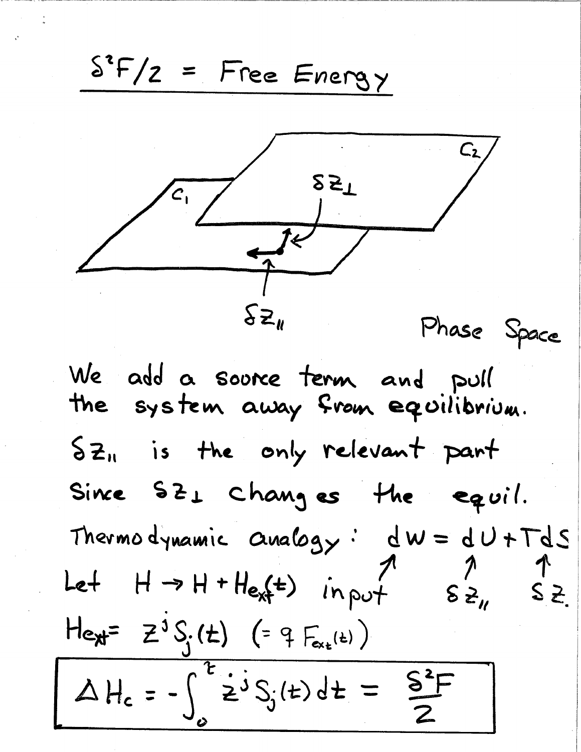# $\delta^2 F/2$ = Free Energy

$C_1$ $C_2$ $\delta z_\perp$ $\delta z_\parallel$ Phase Space

We add a source term and pull the system away from equilibrium.

$\delta z_\parallel$ is the only relevant part since $\delta z_\perp$ changes the equil.

Thermodynamic analogy: $dW = dU + TdS$
(input) ($\delta z_\parallel$) ($\delta z_\perp$)

Let $H \to H + H_{ext}(t)$

$H_{ext} = z^j S_j(t) \quad (= q\, F_{ext}(t))$

$$\boxed{\Delta H_c = -\int_0^t \dot{z}^j S_j(t)\, dt = \frac{\delta^2 F}{2}}$$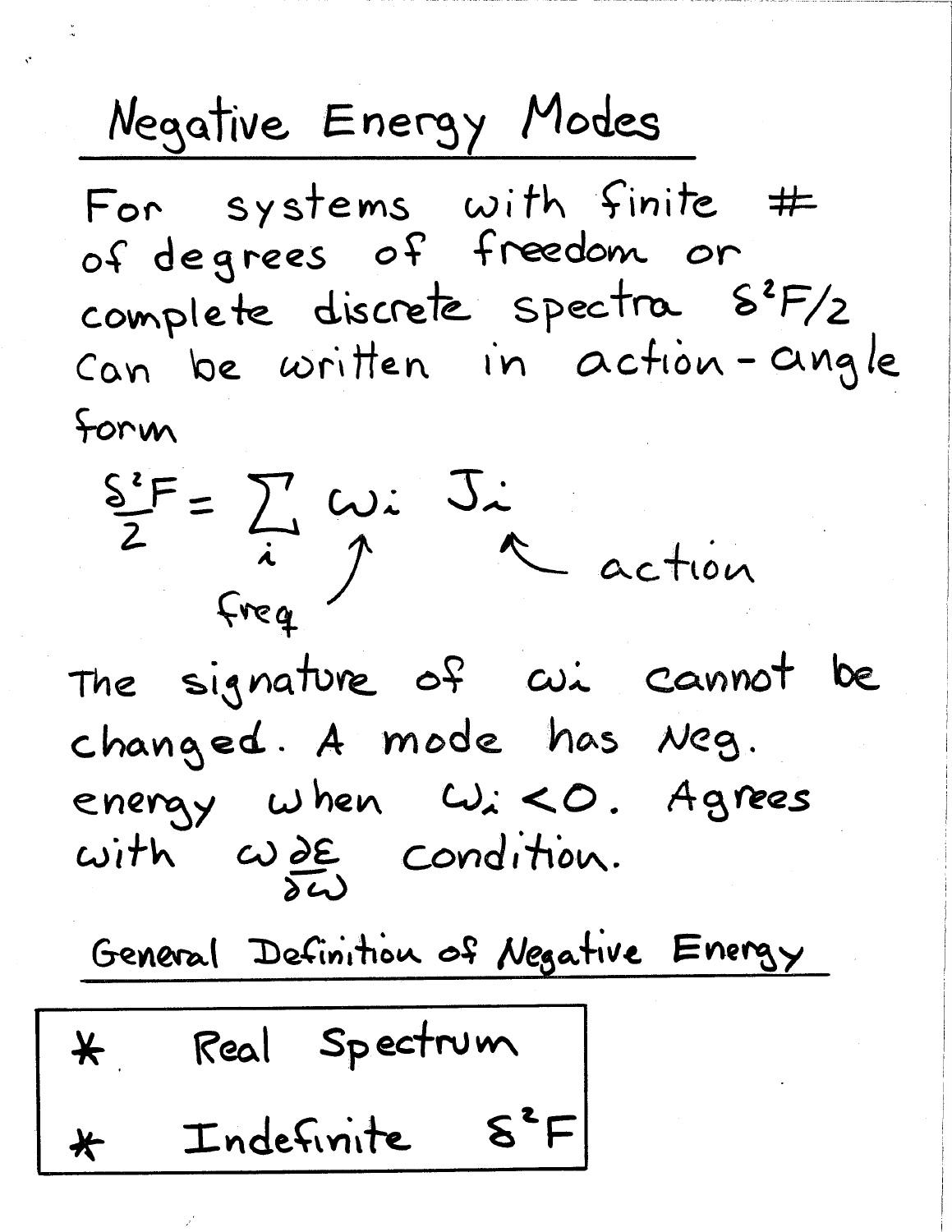## Negative Energy Modes

For systems with finite # of degrees of freedom or complete discrete spectra $\delta^2 F/2$ can be written in action-angle form

$$\frac{\delta^2 F}{2} = \sum_i \omega_i J_i$$

($\omega_i$ ← freq, $J_i$ ← action)

The signature of $\omega_i$ cannot be changed. A mode has Neg. energy when $\omega_i < 0$. Agrees with $\omega \frac{\partial \varepsilon}{\partial \omega}$ condition.

### General Definition of Negative Energy

- * Real Spectrum
- * Indefinite $\delta^2 F$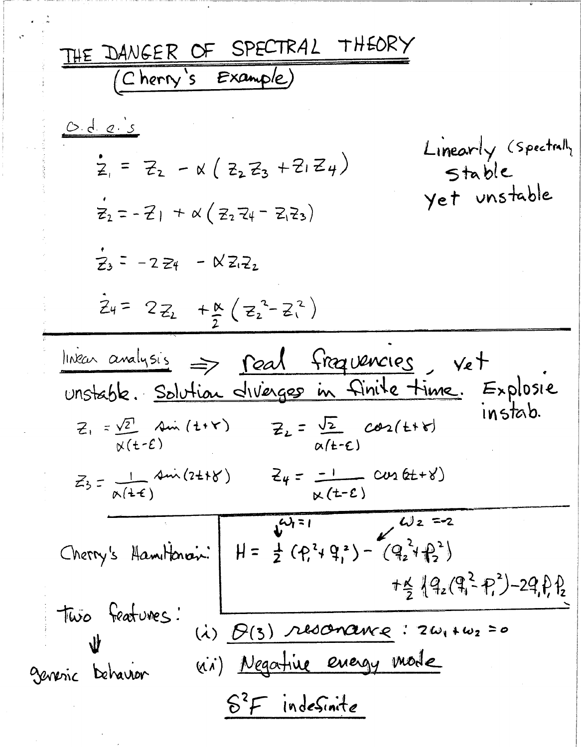# THE DANGER OF SPECTRAL THEORY

## (Cherry's Example)

o.d.e.'s

$$\dot{z}_1 = z_2 - \alpha(z_2 z_3 + z_1 z_4)$$

$$\dot{z}_2 = -z_1 + \alpha(z_2 z_4 - z_1 z_3)$$

$$\dot{z}_3 = -2z_4 - \alpha z_1 z_2$$

$$\dot{z}_4 = 2z_2 + \frac{\alpha}{2}(z_2^2 - z_1^2)$$

Linearly (spectrally) stable yet unstable

---

linear analysis $\Rightarrow$ real frequencies, yet unstable. Solution diverges in finite time. Explosive instab.

$$z_1 = \frac{\sqrt{2}}{\alpha(t-\varepsilon)} \sin(t+\gamma) \qquad z_2 = \frac{\sqrt{2}}{\alpha(t-\varepsilon)} \cos(t+\gamma)$$

$$z_3 = \frac{1}{\alpha(t-\varepsilon)} \sin(2t+\gamma) \qquad z_4 = \frac{-1}{\alpha(t-\varepsilon)} \cos(2t+\gamma)$$

---

Cherry's Hamiltonian:

$$H = \frac{1}{2}(p_1^2 + q_1^2) - (q_2^2 + p_2^2) + \frac{\alpha}{2}\{q_2(q_1^2 - p_1^2) - 2q_1 p_1 p_2\}$$

($\omega_1 = 1$, $\omega_2 = -2$)

Two features: $\Downarrow$ generic behavior

(i) $\mathcal{O}(3)$ resonance: $2\omega_1 + \omega_2 = 0$

(ii) Negative energy mode

$\delta^2 F$ indefinite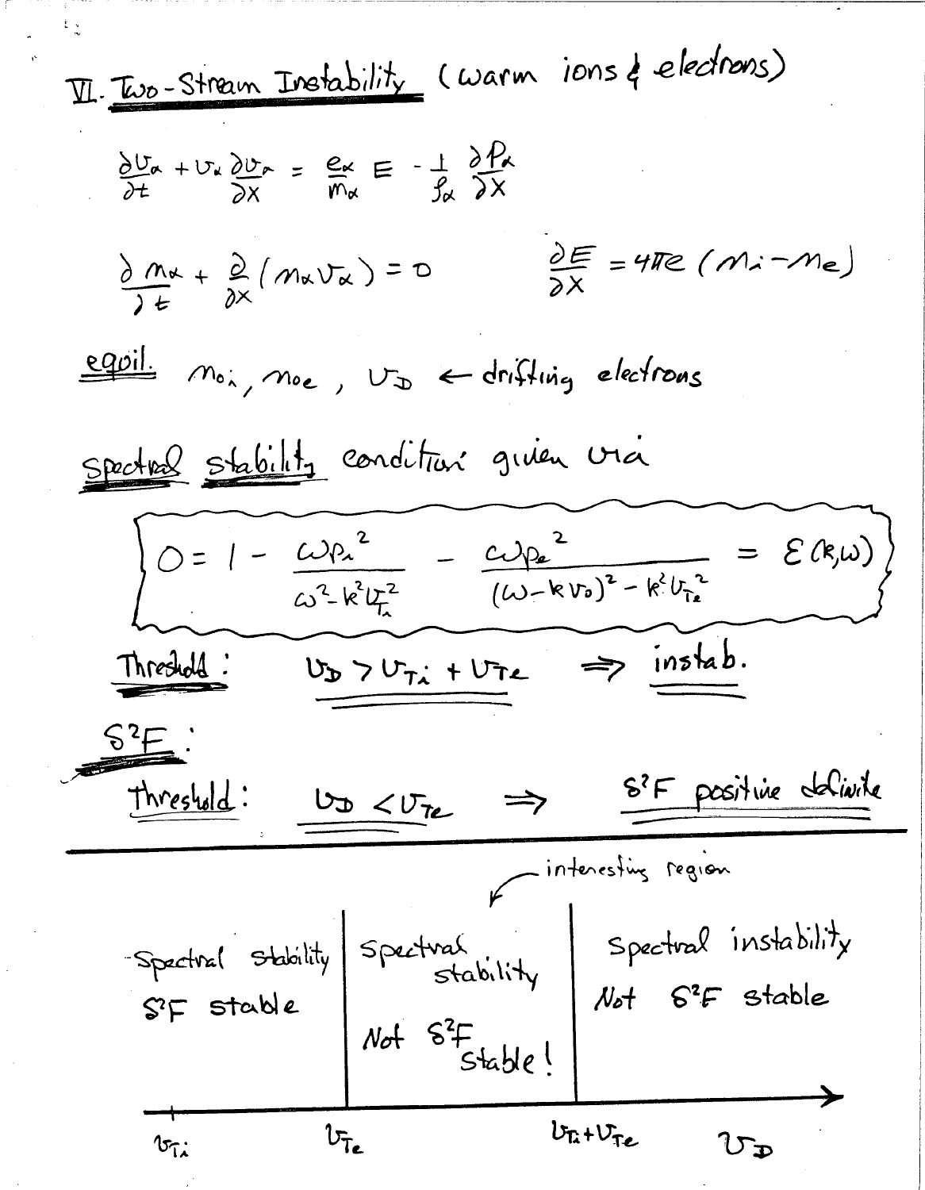## VI. Two-Stream Instability (warm ions & electrons)

$$\frac{\partial v_\alpha}{\partial t} + v_\alpha \frac{\partial v_\alpha}{\partial x} = \frac{e_\alpha}{m_\alpha} E - \frac{1}{\rho_\alpha}\frac{\partial p_\alpha}{\partial x}$$

$$\frac{\partial n_\alpha}{\partial t} + \frac{\partial}{\partial x}(n_\alpha v_\alpha) = 0 \qquad\qquad \frac{\partial E}{\partial x} = 4\pi e\,(n_i - n_e)$$

**equil.** $n_{0i}$, $n_{0e}$, $v_D$ ← drifting electrons

**spectral stability** condition given via

$$0 = 1 - \frac{\omega_{p_i}^2}{\omega^2 - k^2 v_{T_i}^2} - \frac{\omega_{p_e}^2}{(\omega - k v_D)^2 - k^2 v_{T_e}^2} = \varepsilon(k,\omega)$$

**Threshold:** $v_D > v_{T_i} + v_{T_e} \Rightarrow$ instab.

**$\delta^2 F$:**

Threshold: $v_D < v_{T_e} \Rightarrow$ $\delta^2 F$ positive definite

---

| $v_{T_i}$ to $v_{T_e}$ | $v_{T_e}$ to $v_{T_i} + v_{T_e}$ (interesting region) | beyond $v_{T_i} + v_{T_e}$ |
|---|---|---|
| Spectral stability, $\delta^2 F$ stable | Spectral stability, Not $\delta^2 F$ stable! | Spectral instability, Not $\delta^2 F$ stable |

Axis: $v_D$ (marks at $v_{T_i}$, $v_{T_e}$, $v_{T_i} + v_{T_e}$)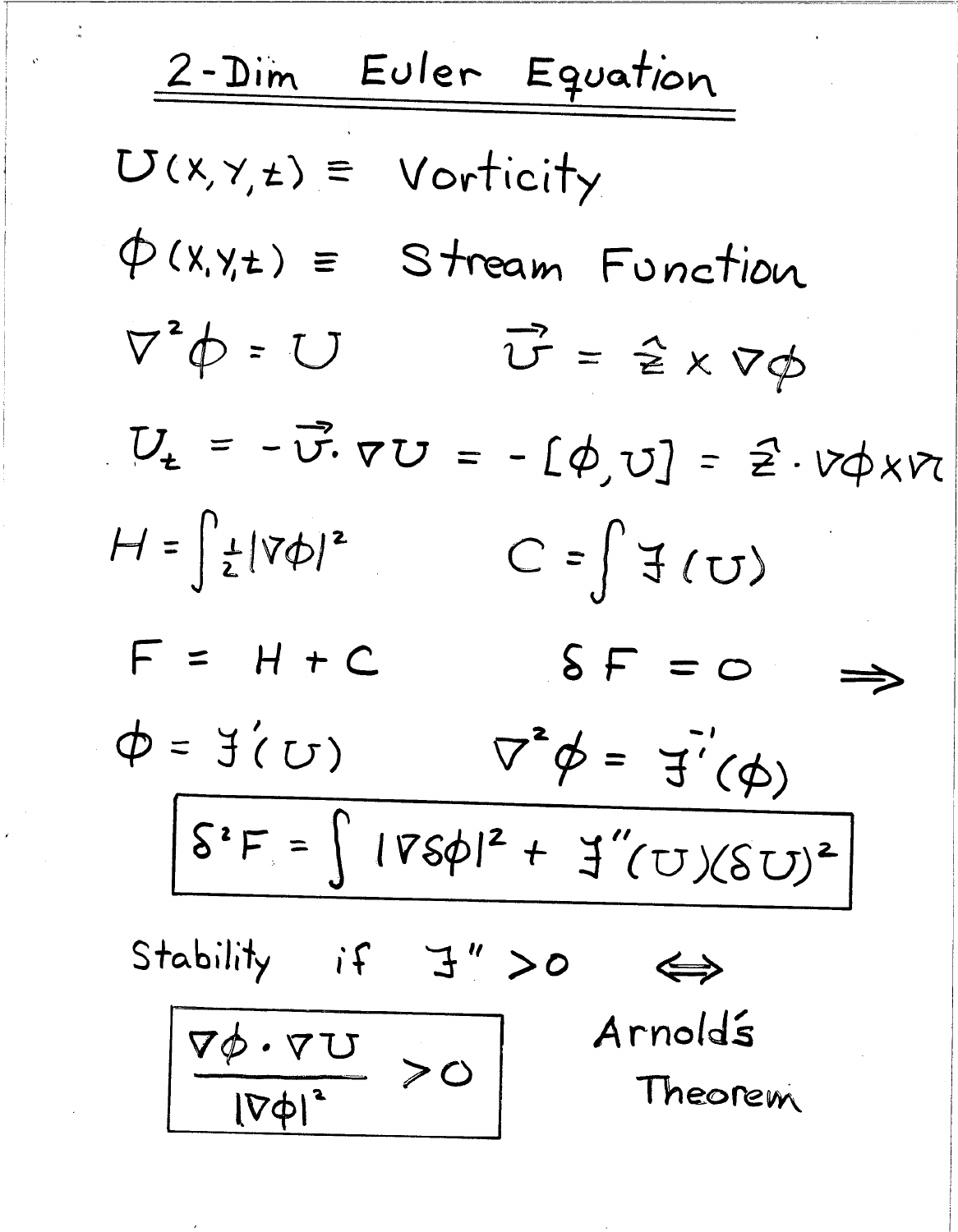# 2-Dim Euler Equation

$U(x,y,t) \equiv$ Vorticity

$\phi(x,y,t) \equiv$ Stream Function

$\nabla^2 \phi = U \qquad \vec{v} = \hat{z} \times \nabla \phi$

$U_t = -\vec{v} \cdot \nabla U = -[\phi, U] = \hat{z} \cdot \nabla \phi \times \nabla U$

$H = \int \frac{1}{2} |\nabla \phi|^2 \qquad C = \int \mathcal{F}(U)$

$F = H + C \qquad \delta F = 0 \quad \Rightarrow$

$\phi = \mathcal{F}'(U) \qquad \nabla^2 \phi = \mathcal{F}'^{-1}(\phi)$

$$\boxed{\delta^2 F = \int |\nabla \delta\phi|^2 + \mathcal{F}''(U)(\delta U)^2}$$

Stability if $\mathcal{F}'' > 0 \quad \Longleftrightarrow$

$$\boxed{\frac{\nabla \phi \cdot \nabla U}{|\nabla \phi|^2} > 0}$$

Arnold's Theorem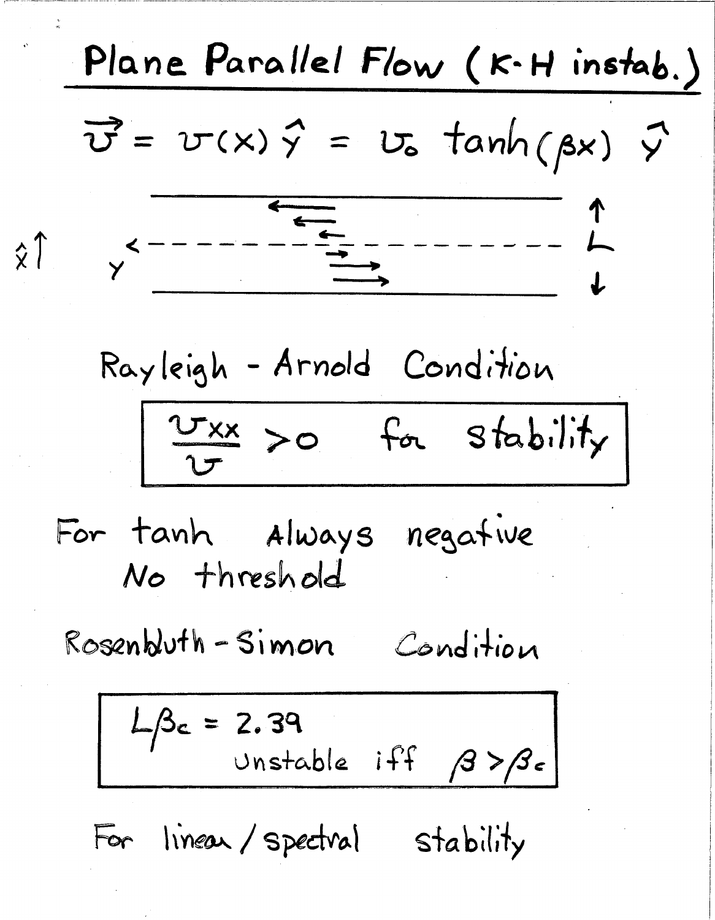# Plane Parallel Flow (K-H instab.)

$$\vec{v} = v(x)\,\hat{y} = v_0 \tanh(\beta x)\,\hat{y}$$

$\hat{x}$ ↑, $y$ ←, $L$

## Rayleigh - Arnold Condition

$$\boxed{\frac{v_{xx}}{v} > 0 \quad \text{for stability}}$$

For tanh Always negative
No threshold

## Rosenbluth - Simon Condition

$$\boxed{L\beta_c = 2.39 \quad \text{Unstable iff } \beta > \beta_c}$$

For linear / spectral stability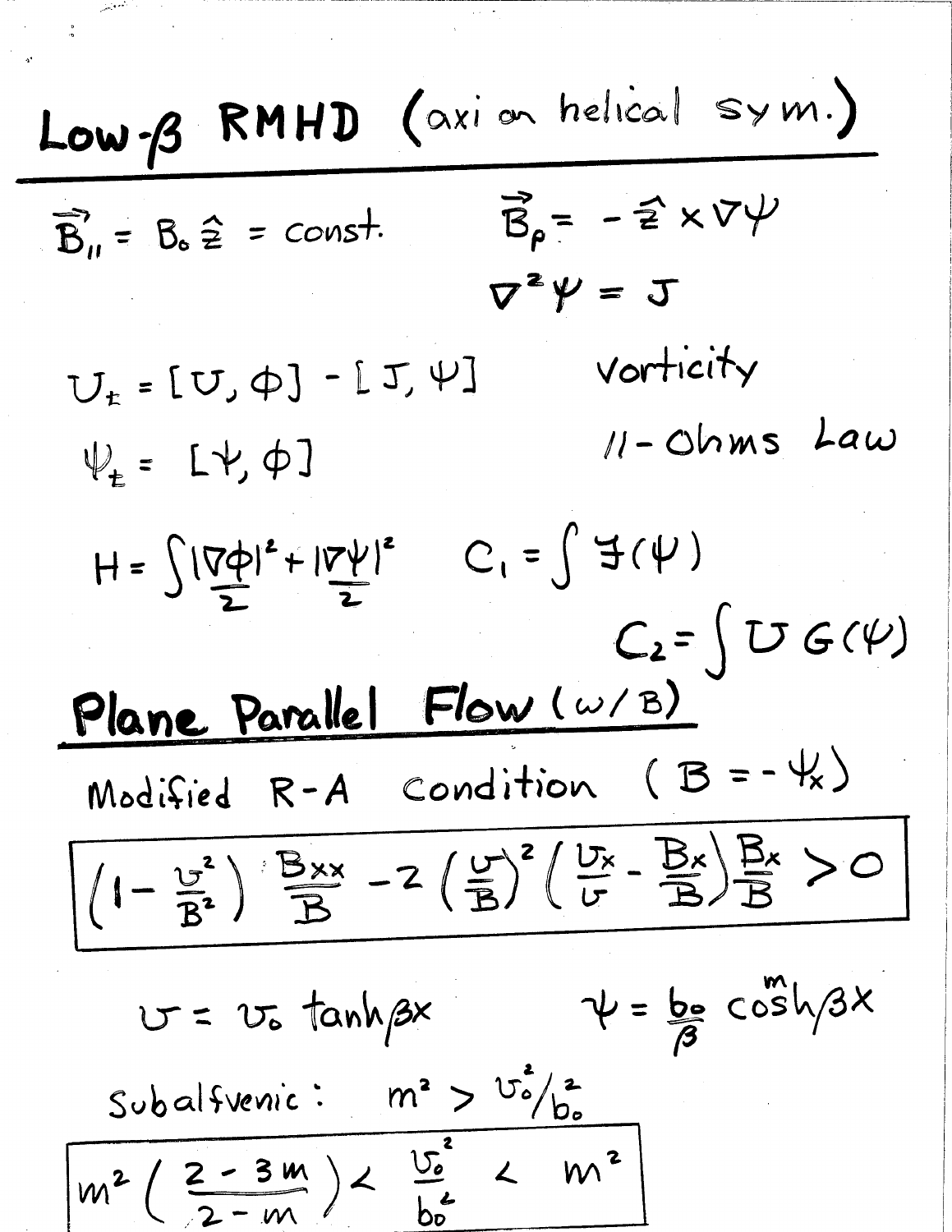# Low-$\beta$ RMHD (axi or helical sym.)

$$\vec{B}_{\parallel} = B_0 \hat{z} = \text{const.} \qquad \vec{B}_p = -\hat{z} \times \nabla \psi$$

$$\nabla^2 \psi = J$$

$$U_t = [U, \phi] - [J, \psi] \qquad \text{Vorticity}$$

$$\psi_t = [\psi, \phi] \qquad \parallel\text{-Ohms Law}$$

$$H = \int \frac{|\nabla \phi|^2}{2} + \frac{|\nabla \psi|^2}{2} \qquad C_1 = \int \mathcal{F}(\psi)$$

$$C_2 = \int U \, G(\psi)$$

## Plane Parallel Flow (w/ B)

Modified R-A Condition ($B = -\psi_x$)

$$\boxed{\left(1 - \frac{v^2}{B^2}\right) \frac{B_{xx}}{B} - 2 \left(\frac{v}{B}\right)^2 \left(\frac{v_x}{v} - \frac{B_x}{B}\right) \frac{B_x}{B} > 0}$$

$$v = v_0 \tanh \beta x \qquad \psi = \frac{b_0}{\beta} \cosh^m \beta x$$

Subalfvenic: $m^2 > v_0^2 / b_0^2$

$$\boxed{m^2 \left(\frac{2 - 3m}{2 - m}\right) < \frac{v_0^2}{b_0^2} < m^2}$$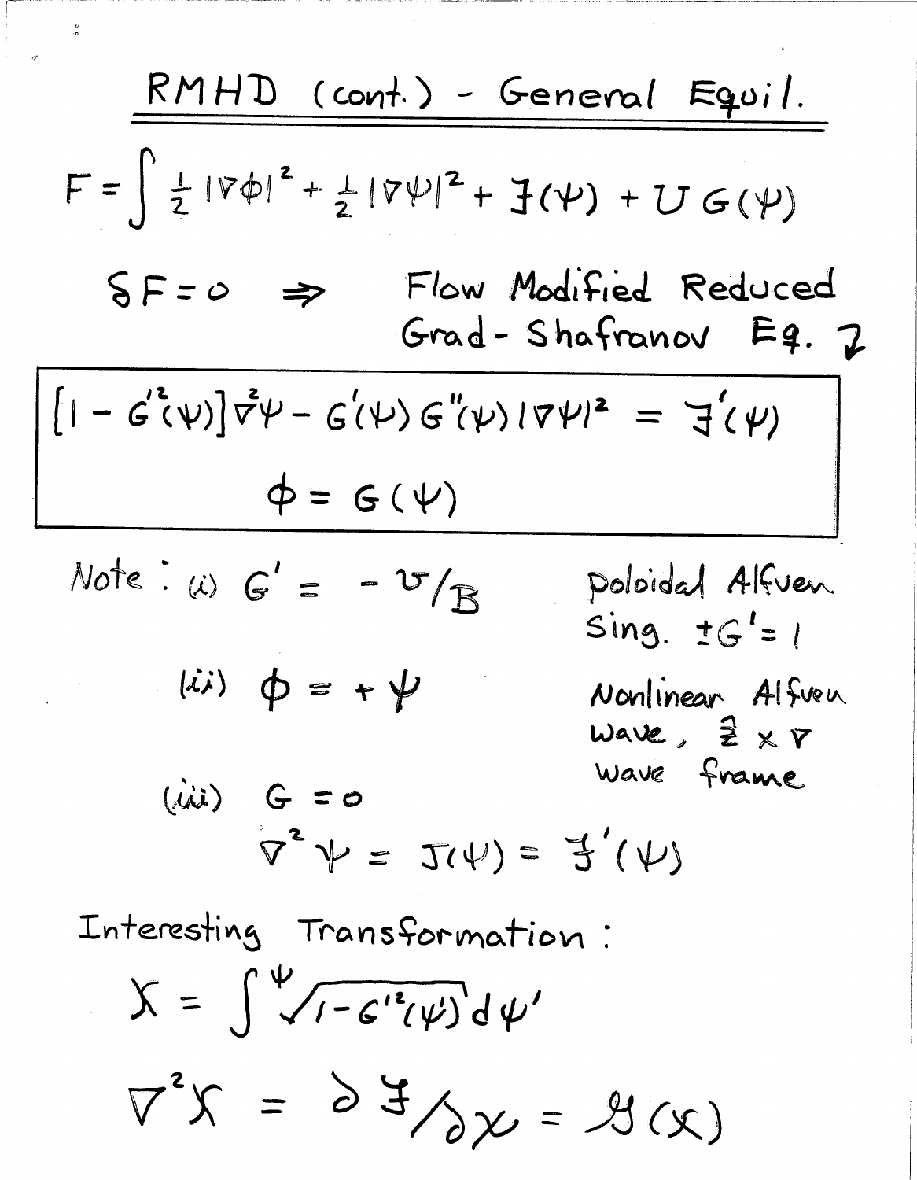# RMHD (cont.) - General Equil.

$$F = \int \frac{1}{2}|\nabla\phi|^2 + \frac{1}{2}|\nabla\psi|^2 + \mathcal{F}(\psi) + U\,G(\psi)$$

$\delta F = 0 \Rightarrow$ Flow Modified Reduced Grad-Shafranov Eq.

$$\boxed{\begin{gathered}\left[1 - G'^2(\psi)\right]\nabla^2\psi - G'(\psi)\,G''(\psi)\,|\nabla\psi|^2 = \mathcal{F}'(\psi) \\ \phi = G(\psi)\end{gathered}}$$

Note:

(i) $G' = -v/B$ — Poloidal Alfven Sing. $\pm G' = 1$

(ii) $\phi = +\psi$ — Nonlinear Alfven wave, $\hat{z} \times \nabla$ wave frame

(iii) $G = 0$

$$\nabla^2\psi = J(\psi) = \mathcal{F}'(\psi)$$

Interesting Transformation:

$$\chi = \int^{\psi} \sqrt{1 - G'^2(\psi')}\, d\psi'$$

$$\nabla^2\chi = \partial\mathcal{F}/\partial\chi = \mathcal{G}(\chi)$$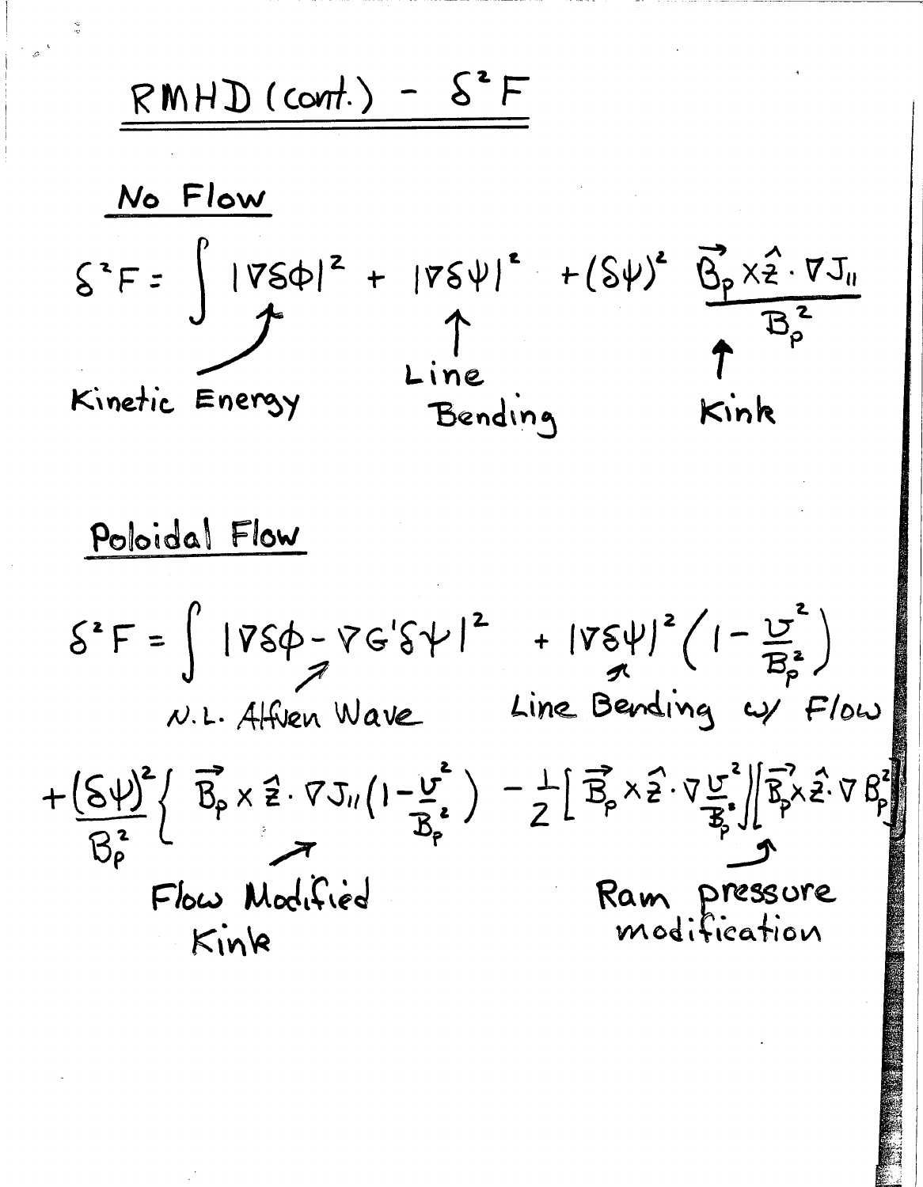# RMHD (cont.) - $\delta^2 F$

## No Flow

$$\delta^2 F = \int |\nabla \delta\phi|^2 + |\nabla \delta\psi|^2 + (\delta\psi)^2 \frac{\vec{B}_p \times \hat{z} \cdot \nabla J_{\parallel}}{B_p^2}$$

Kinetic Energy ($|\nabla \delta\phi|^2$)

Line Bending ($|\nabla \delta\psi|^2$)

Kink ($(\delta\psi)^2 \frac{\vec{B}_p \times \hat{z} \cdot \nabla J_{\parallel}}{B_p^2}$)

## Poloidal Flow

$$\delta^2 F = \int |\nabla \delta\phi - \nabla G' \delta\psi|^2 + |\nabla \delta\psi|^2 \left(1 - \frac{v^2}{B_p^2}\right)$$

N.L. Alfven Wave ($|\nabla \delta\phi - \nabla G' \delta\psi|^2$)

Line Bending w/ Flow ($|\nabla \delta\psi|^2 \left(1 - \frac{v^2}{B_p^2}\right)$)

$$+ \frac{(\delta\psi)^2}{B_p^2} \left\{ \vec{B}_p \times \hat{z} \cdot \nabla J_{\parallel} \left(1 - \frac{v^2}{B_p^2}\right) - \frac{1}{2} \left[\vec{B}_p \times \hat{z} \cdot \nabla \frac{v^2}{B_p^2}\right] \left[\vec{B}_p \times \hat{z} \cdot \nabla B_p^2\right] \right.$$

Flow Modified Kink ($\vec{B}_p \times \hat{z} \cdot \nabla J_{\parallel} \left(1 - \frac{v^2}{B_p^2}\right)$)

Ram pressure modification ($- \frac{1}{2} \left[\vec{B}_p \times \hat{z} \cdot \nabla \frac{v^2}{B_p^2}\right] \left[\vec{B}_p \times \hat{z} \cdot \nabla B_p^2\right]$)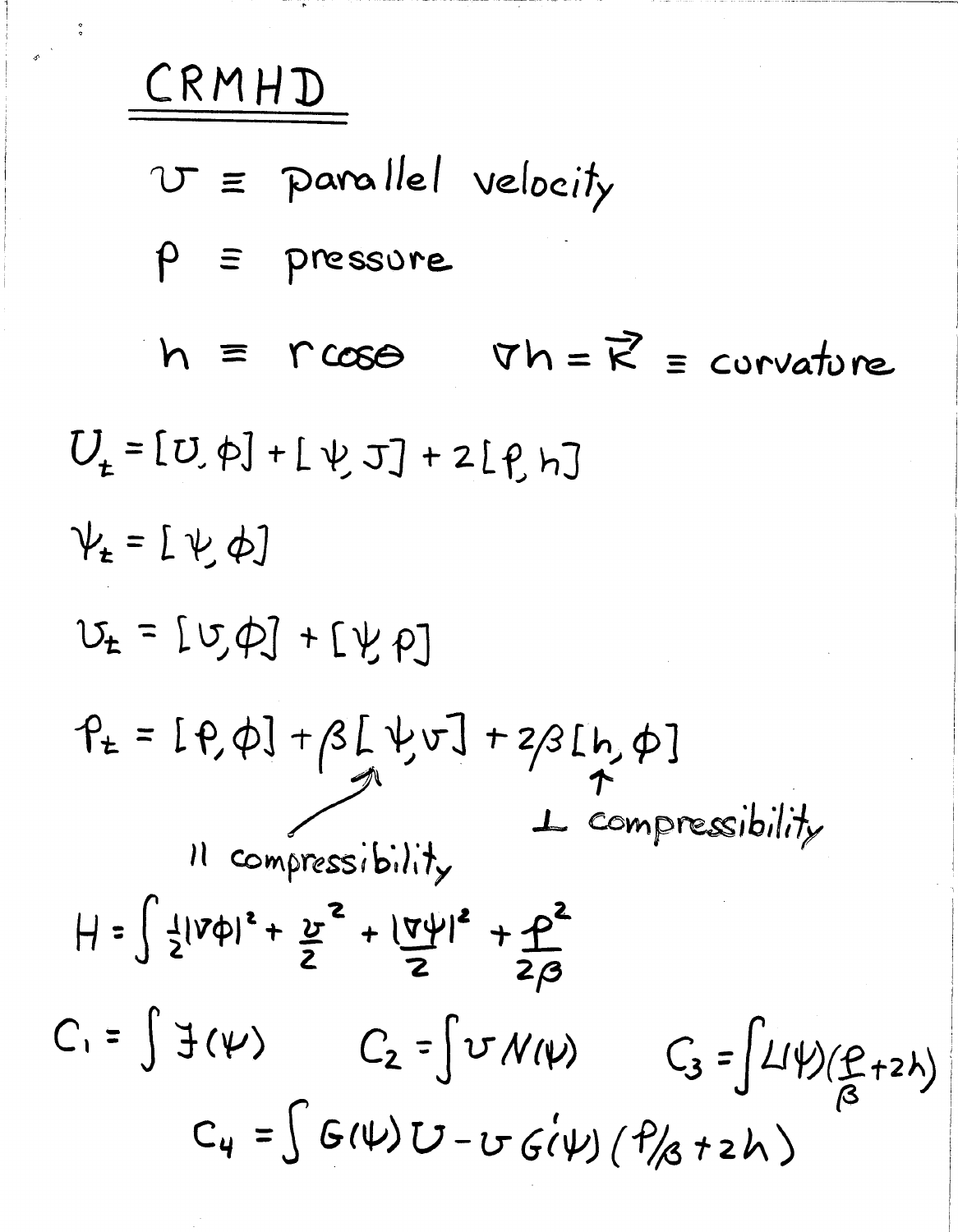# CRMHD

$v \equiv$ parallel velocity

$p \equiv$ pressure

$h \equiv r\cos\theta \qquad \nabla h = \vec{\kappa} \equiv$ curvature

$$U_t = [U, \phi] + [\psi, J] + 2[p, h]$$

$$\psi_t = [\psi, \phi]$$

$$v_t = [v, \phi] + [\psi, p]$$

$$p_t = [p, \phi] + \beta[\psi, v] + 2\beta[h, \phi]$$

$\beta[\psi, v]$: ∥ compressibility — $2\beta[h, \phi]$: ⊥ compressibility

$$H = \int \frac{1}{2}|\nabla\phi|^2 + \frac{v^2}{2} + \frac{|\nabla\psi|^2}{2} + \frac{p^2}{2\beta}$$

$$C_1 = \int \mathcal{F}(\psi) \qquad C_2 = \int v\, N(\psi) \qquad C_3 = \int L(\psi)\left(\frac{p}{\beta} + 2h\right)$$

$$C_4 = \int G(\psi)\, U - v\, G'(\psi)\left(p/\beta + 2h\right)$$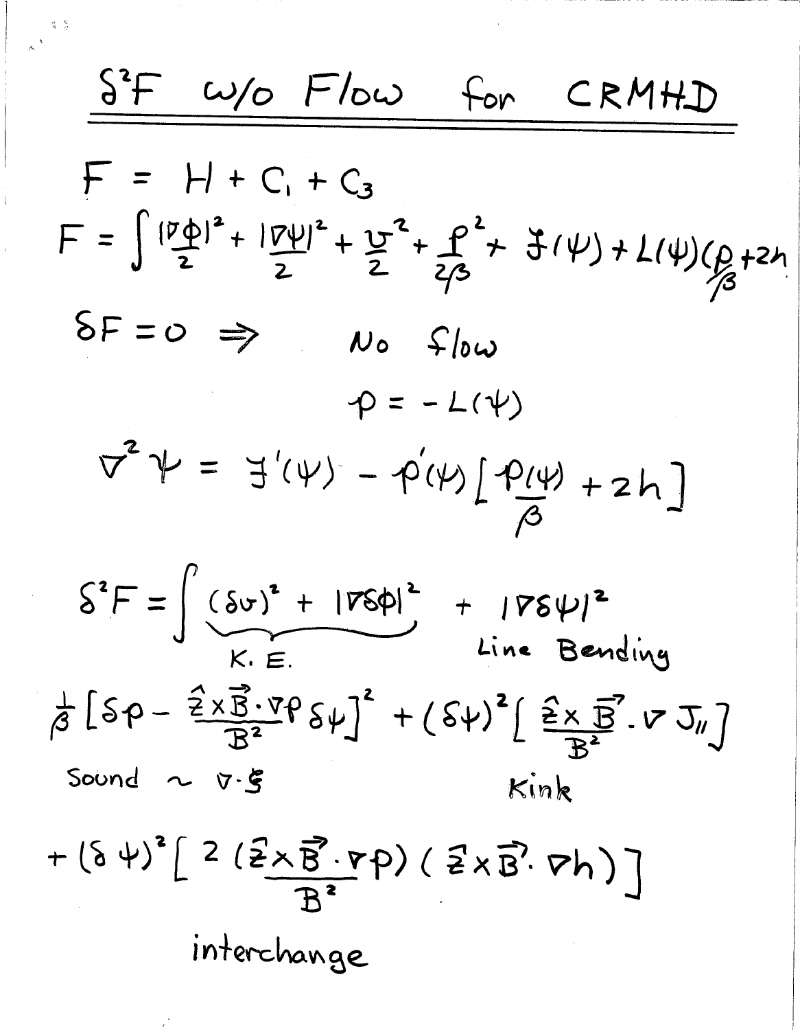# $\delta^2 F$ w/o Flow for CRMHD

$$F = H + C_1 + C_3$$

$$F = \int \frac{|\nabla\phi|^2}{2} + \frac{|\nabla\psi|^2}{2} + \frac{v^2}{2} + \frac{p^2}{2\beta} + \mathcal{J}(\psi) + L(\psi)\left(\frac{p}{\beta} + 2h\right)$$

$\delta F = 0 \Rightarrow$ No flow

$$p = -L(\psi)$$

$$\nabla^2\psi = \mathcal{J}'(\psi) - p'(\psi)\left[\frac{p(\psi)}{\beta} + 2h\right]$$

$$\delta^2 F = \int \underbrace{(\delta v)^2 + |\nabla\delta\phi|^2}_{\text{K. E.}} + \underbrace{|\nabla\delta\psi|^2}_{\text{Line Bending}}$$

$$\underbrace{\frac{1}{\beta}\left[\delta p - \frac{\hat{z}\times\vec{B}\cdot\nabla p}{B^2}\delta\psi\right]^2}_{\text{Sound} \sim \nabla\cdot\xi} + \underbrace{(\delta\psi)^2\left[\frac{\hat{z}\times\vec{B}}{B^2}\cdot\nabla J_{\parallel}\right]}_{\text{Kink}}$$

$$+ \underbrace{(\delta\psi)^2\left[2\frac{(\hat{z}\times\vec{B}\cdot\nabla p)(\hat{z}\times\vec{B}\cdot\nabla h)}{B^2}\right]}_{\text{interchange}}$$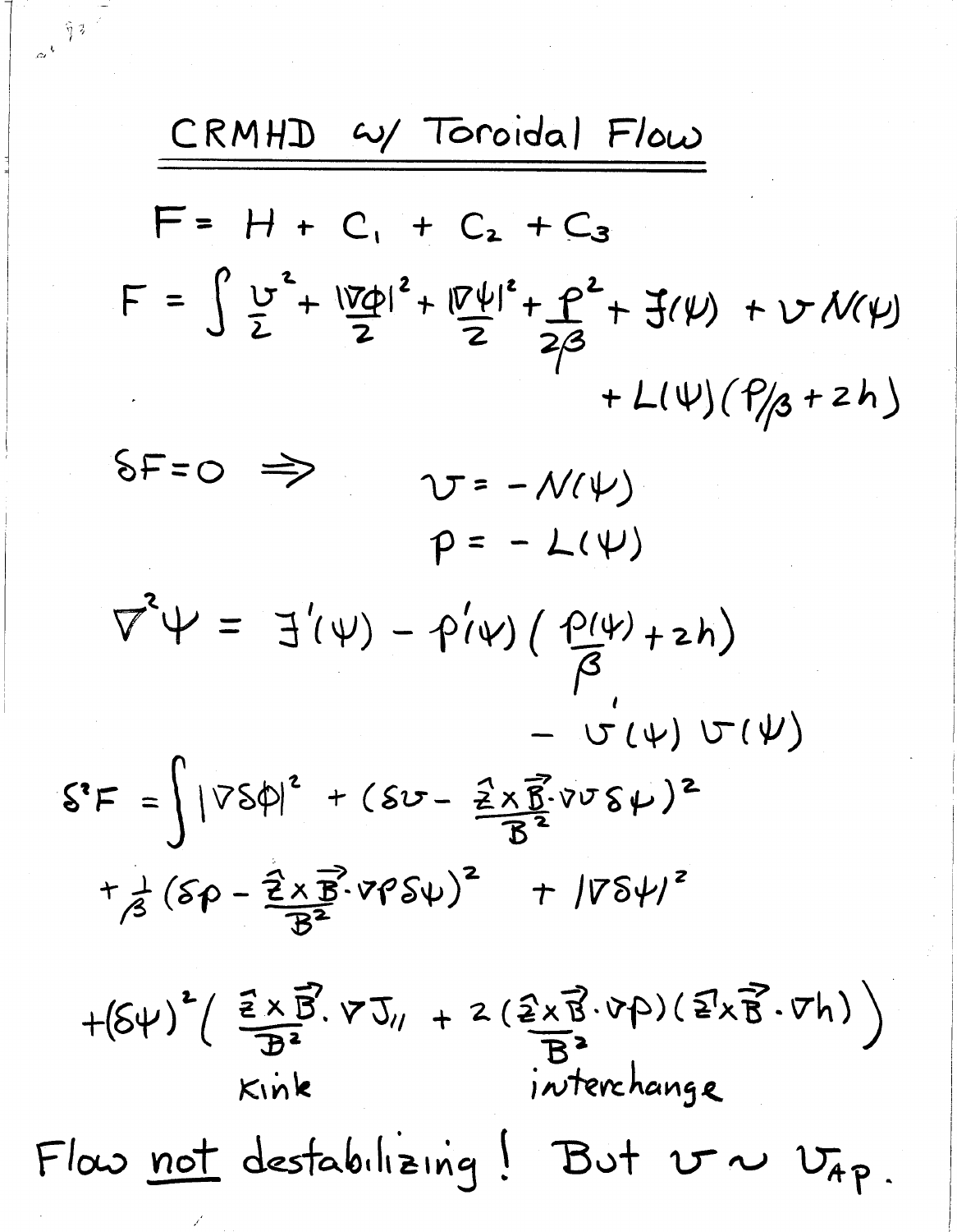# CRMHD w/ Toroidal Flow

$$F = H + C_1 + C_2 + C_3$$

$$F = \int \frac{v^2}{2} + \frac{|\nabla\phi|^2}{2} + \frac{|\nabla\psi|^2}{2} + \frac{p^2}{2\beta} + \mathcal{J}(\psi) + v\,N(\psi) + L(\psi)(p/\beta + 2h)$$

$$\delta F = 0 \implies \quad v = -N(\psi)$$

$$p = -L(\psi)$$

$$\nabla^2\psi = \mathcal{J}'(\psi) - p'(\psi)\left(\frac{p(\psi)}{\beta} + 2h\right) - v'(\psi)\,v(\psi)$$

$$\delta^2 F = \int |\nabla\delta\phi|^2 + \left(\delta v - \frac{\hat{z}\times\vec{B}\cdot\nabla v\,\delta\psi}{B^2}\right)^2 + \frac{1}{\beta}\left(\delta p - \frac{\hat{z}\times\vec{B}\cdot\nabla p\,\delta\psi}{B^2}\right)^2 + |\nabla\delta\psi|^2$$

$$+ (\delta\psi)^2\left(\underbrace{\frac{\hat{z}\times\vec{B}}{B^2}\cdot\nabla J_{\parallel}}_{\text{Kink}} + \underbrace{2\frac{(\hat{z}\times\vec{B}\cdot\nabla p)(\hat{z}\times\vec{B}\cdot\nabla h)}{B^2}}_{\text{interchange}}\right)$$

Flow <u>not</u> destabilizing! But $v \sim v_{Ap}$.